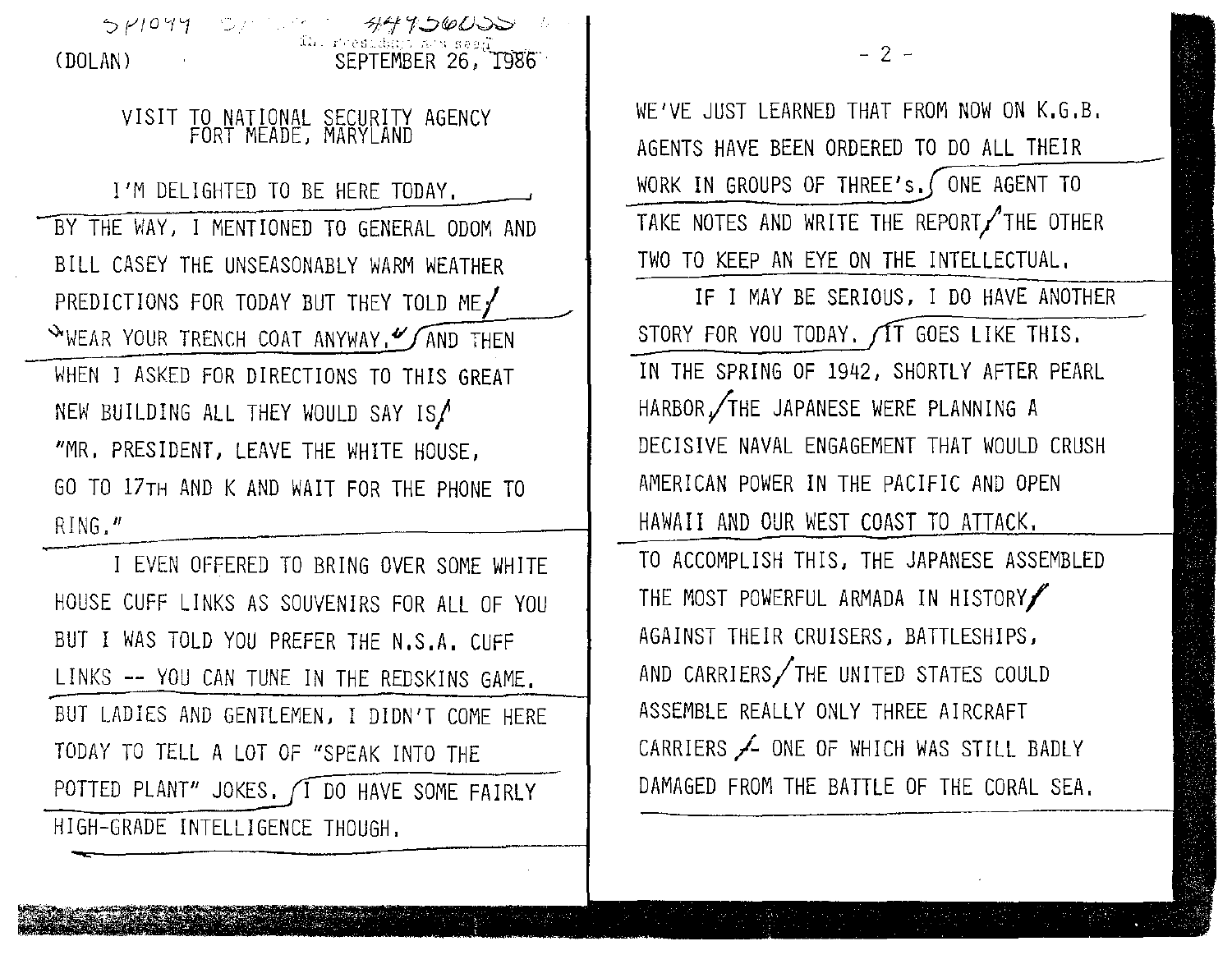SP1044 #4456055

(DOLAN) SEPTEMBER 26, 1986

VISIT TO NATIONAL SECURITY AGENCY
FORT MEADE, MARYLAND

I'M DELIGHTED TO BE HERE TODAY. BY THE WAY, I MENTIONED TO GENERAL ODOM AND BILL CASEY THE UNSEASONABLY WARM WEATHER PREDICTIONS FOR TODAY BUT THEY TOLD ME "WEAR YOUR TRENCH COAT ANYWAY." AND THEN WHEN I ASKED FOR DIRECTIONS TO THIS GREAT NEW BUILDING ALL THEY WOULD SAY IS "MR. PRESIDENT, LEAVE THE WHITE HOUSE, GO TO 17TH AND K AND WAIT FOR THE PHONE TO RING."

I EVEN OFFERED TO BRING OVER SOME WHITE HOUSE CUFF LINKS AS SOUVENIRS FOR ALL OF YOU BUT I WAS TOLD YOU PREFER THE N.S.A. CUFF LINKS -- YOU CAN TUNE IN THE REDSKINS GAME. BUT LADIES AND GENTLEMEN, I DIDN'T COME HERE TODAY TO TELL A LOT OF "SPEAK INTO THE POTTED PLANT" JOKES. I DO HAVE SOME FAIRLY HIGH-GRADE INTELLIGENCE THOUGH.

WE'VE JUST LEARNED THAT FROM NOW ON K.G.B. AGENTS HAVE BEEN ORDERED TO DO ALL THEIR WORK IN GROUPS OF THREE's. ONE AGENT TO TAKE NOTES AND WRITE THE REPORT, THE OTHER TWO TO KEEP AN EYE ON THE INTELLECTUAL.

IF I MAY BE SERIOUS, I DO HAVE ANOTHER STORY FOR YOU TODAY. IT GOES LIKE THIS. IN THE SPRING OF 1942, SHORTLY AFTER PEARL HARBOR, THE JAPANESE WERE PLANNING A DECISIVE NAVAL ENGAGEMENT THAT WOULD CRUSH AMERICAN POWER IN THE PACIFIC AND OPEN HAWAII AND OUR WEST COAST TO ATTACK. TO ACCOMPLISH THIS, THE JAPANESE ASSEMBLED THE MOST POWERFUL ARMADA IN HISTORY. AGAINST THEIR CRUISERS, BATTLESHIPS, AND CARRIERS, THE UNITED STATES COULD ASSEMBLE REALLY ONLY THREE AIRCRAFT CARRIERS -- ONE OF WHICH WAS STILL BADLY DAMAGED FROM THE BATTLE OF THE CORAL SEA.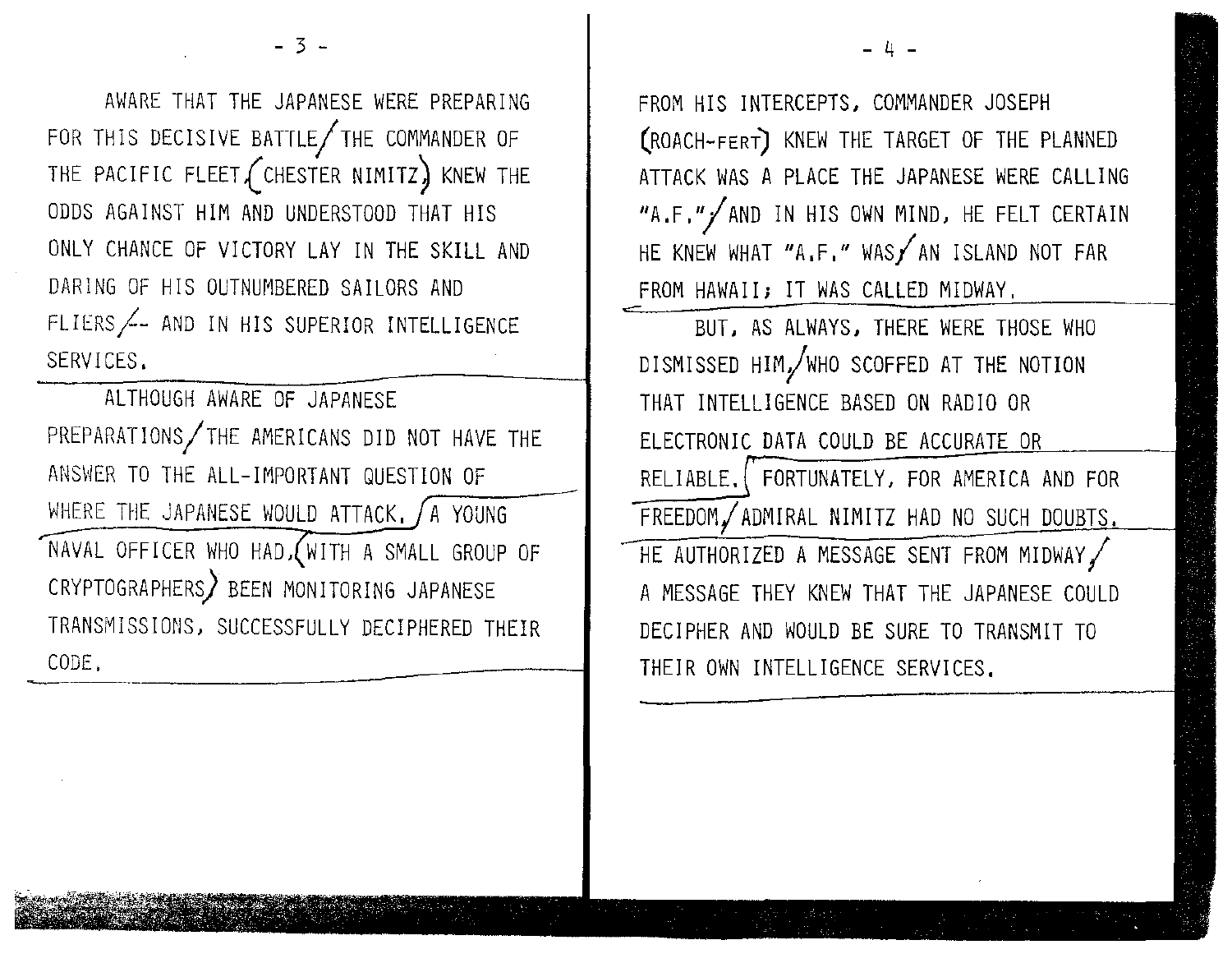AWARE THAT THE JAPANESE WERE PREPARING FOR THIS DECISIVE BATTLE / THE COMMANDER OF THE PACIFIC FLEET, (CHESTER NIMITZ) KNEW THE ODDS AGAINST HIM AND UNDERSTOOD THAT HIS ONLY CHANCE OF VICTORY LAY IN THE SKILL AND DARING OF HIS OUTNUMBERED SAILORS AND FLIERS / -- AND IN HIS SUPERIOR INTELLIGENCE SERVICES.

ALTHOUGH AWARE OF JAPANESE PREPARATIONS / THE AMERICANS DID NOT HAVE THE ANSWER TO THE ALL-IMPORTANT QUESTION OF WHERE THE JAPANESE WOULD ATTACK. / A YOUNG NAVAL OFFICER WHO HAD, (WITH A SMALL GROUP OF CRYPTOGRAPHERS) BEEN MONITORING JAPANESE TRANSMISSIONS, SUCCESSFULLY DECIPHERED THEIR CODE.

FROM HIS INTERCEPTS, COMMANDER JOSEPH (ROACH-FERT) KNEW THE TARGET OF THE PLANNED ATTACK WAS A PLACE THE JAPANESE WERE CALLING "A.F." / AND IN HIS OWN MIND, HE FELT CERTAIN HE KNEW WHAT "A.F." WAS / AN ISLAND NOT FAR FROM HAWAII; IT WAS CALLED MIDWAY.

BUT, AS ALWAYS, THERE WERE THOSE WHO DISMISSED HIM, / WHO SCOFFED AT THE NOTION THAT INTELLIGENCE BASED ON RADIO OR ELECTRONIC DATA COULD BE ACCURATE OR RELIABLE. FORTUNATELY, FOR AMERICA AND FOR FREEDOM, / ADMIRAL NIMITZ HAD NO SUCH DOUBTS. HE AUTHORIZED A MESSAGE SENT FROM MIDWAY / A MESSAGE THEY KNEW THAT THE JAPANESE COULD DECIPHER AND WOULD BE SURE TO TRANSMIT TO THEIR OWN INTELLIGENCE SERVICES.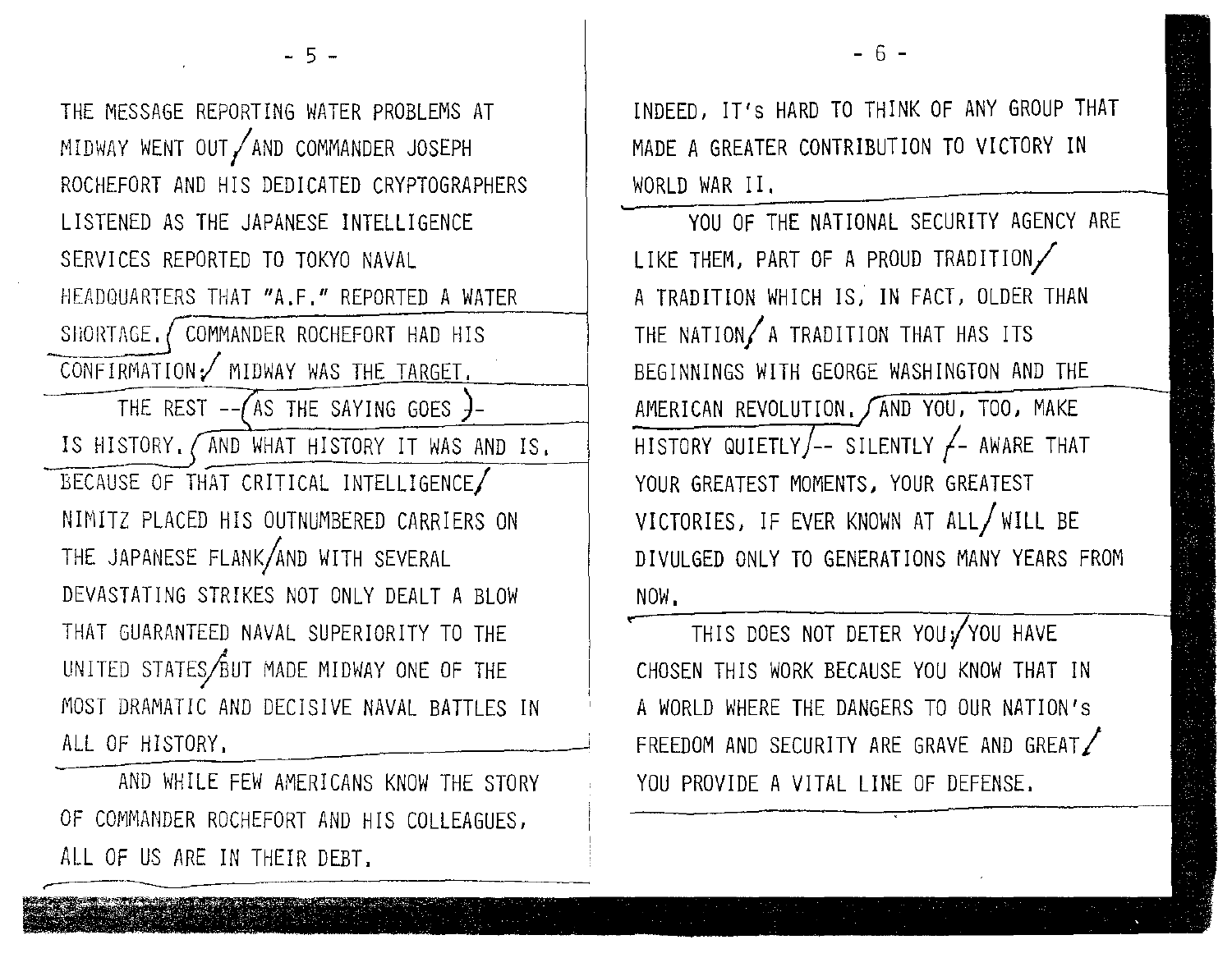THE MESSAGE REPORTING WATER PROBLEMS AT MIDWAY WENT OUT, AND COMMANDER JOSEPH ROCHEFORT AND HIS DEDICATED CRYPTOGRAPHERS LISTENED AS THE JAPANESE INTELLIGENCE SERVICES REPORTED TO TOKYO NAVAL HEADQUARTERS THAT "A.F." REPORTED A WATER SHORTAGE. COMMANDER ROCHEFORT HAD HIS CONFIRMATION: MIDWAY WAS THE TARGET.

THE REST -- (AS THE SAYING GOES) -- IS HISTORY. AND WHAT HISTORY IT WAS AND IS. BECAUSE OF THAT CRITICAL INTELLIGENCE NIMITZ PLACED HIS OUTNUMBERED CARRIERS ON THE JAPANESE FLANK AND WITH SEVERAL DEVASTATING STRIKES NOT ONLY DEALT A BLOW THAT GUARANTEED NAVAL SUPERIORITY TO THE UNITED STATES BUT MADE MIDWAY ONE OF THE MOST DRAMATIC AND DECISIVE NAVAL BATTLES IN ALL OF HISTORY.

AND WHILE FEW AMERICANS KNOW THE STORY OF COMMANDER ROCHEFORT AND HIS COLLEAGUES, ALL OF US ARE IN THEIR DEBT.

INDEED, IT's HARD TO THINK OF ANY GROUP THAT MADE A GREATER CONTRIBUTION TO VICTORY IN WORLD WAR II.

YOU OF THE NATIONAL SECURITY AGENCY ARE LIKE THEM, PART OF A PROUD TRADITION, A TRADITION WHICH IS, IN FACT, OLDER THAN THE NATION, A TRADITION THAT HAS ITS BEGINNINGS WITH GEORGE WASHINGTON AND THE AMERICAN REVOLUTION. AND YOU, TOO, MAKE HISTORY QUIETLY -- SILENTLY -- AWARE THAT YOUR GREATEST MOMENTS, YOUR GREATEST VICTORIES, IF EVER KNOWN AT ALL WILL BE DIVULGED ONLY TO GENERATIONS MANY YEARS FROM NOW.

THIS DOES NOT DETER YOU; YOU HAVE CHOSEN THIS WORK BECAUSE YOU KNOW THAT IN A WORLD WHERE THE DANGERS TO OUR NATION's FREEDOM AND SECURITY ARE GRAVE AND GREAT YOU PROVIDE A VITAL LINE OF DEFENSE.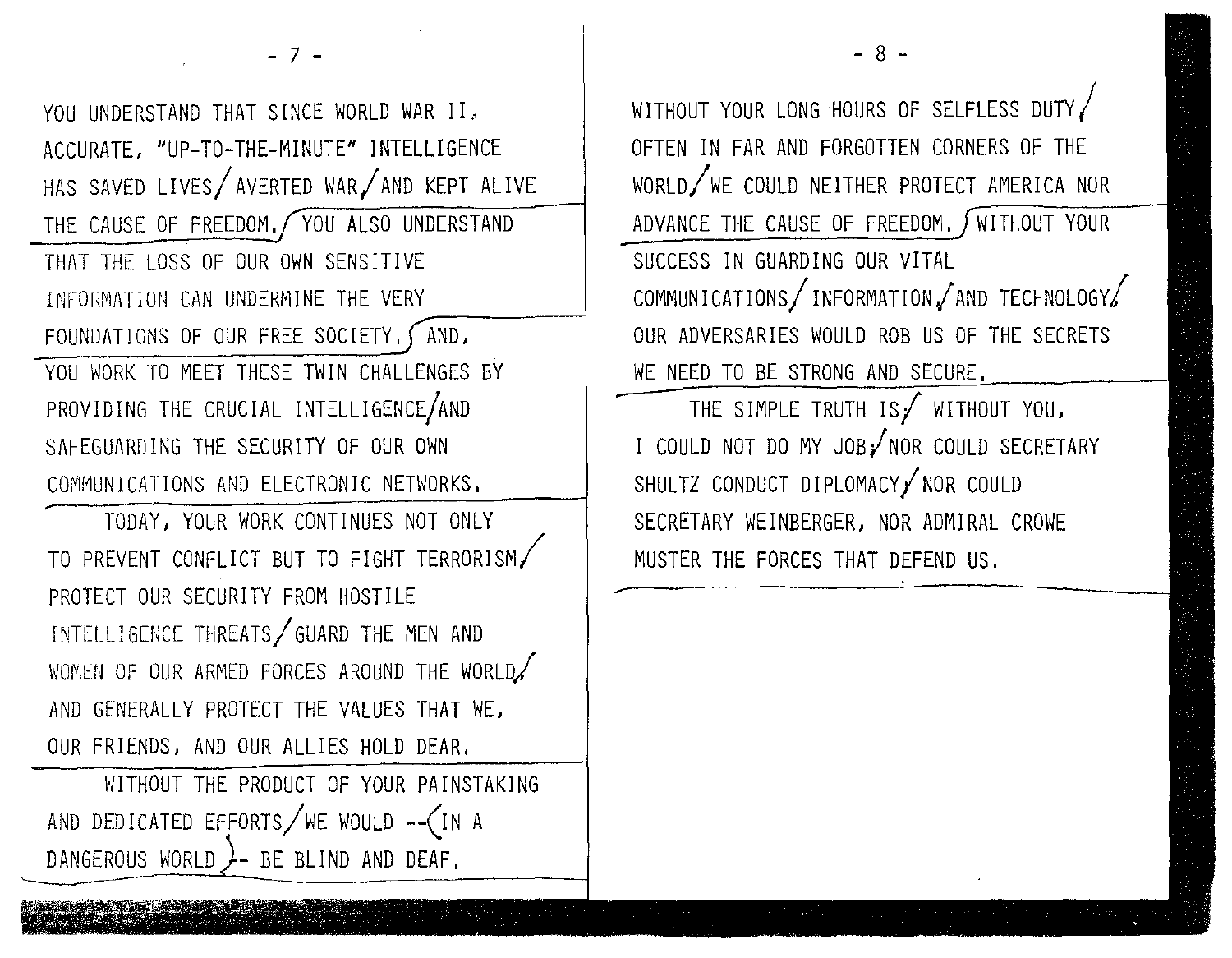YOU UNDERSTAND THAT SINCE WORLD WAR II, ACCURATE, "UP-TO-THE-MINUTE" INTELLIGENCE HAS SAVED LIVES/ AVERTED WAR/ AND KEPT ALIVE THE CAUSE OF FREEDOM. YOU ALSO UNDERSTAND THAT THE LOSS OF OUR OWN SENSITIVE INFORMATION CAN UNDERMINE THE VERY FOUNDATIONS OF OUR FREE SOCIETY. AND, YOU WORK TO MEET THESE TWIN CHALLENGES BY PROVIDING THE CRUCIAL INTELLIGENCE/ AND SAFEGUARDING THE SECURITY OF OUR OWN COMMUNICATIONS AND ELECTRONIC NETWORKS.

TODAY, YOUR WORK CONTINUES NOT ONLY TO PREVENT CONFLICT BUT TO FIGHT TERRORISM/ PROTECT OUR SECURITY FROM HOSTILE INTELLIGENCE THREATS/ GUARD THE MEN AND WOMEN OF OUR ARMED FORCES AROUND THE WORLD/ AND GENERALLY PROTECT THE VALUES THAT WE, OUR FRIENDS, AND OUR ALLIES HOLD DEAR.

WITHOUT THE PRODUCT OF YOUR PAINSTAKING AND DEDICATED EFFORTS/ WE WOULD -- (IN A DANGEROUS WORLD) -- BE BLIND AND DEAF.

WITHOUT YOUR LONG HOURS OF SELFLESS DUTY/ OFTEN IN FAR AND FORGOTTEN CORNERS OF THE WORLD/ WE COULD NEITHER PROTECT AMERICA NOR ADVANCE THE CAUSE OF FREEDOM. WITHOUT YOUR SUCCESS IN GUARDING OUR VITAL COMMUNICATIONS/ INFORMATION/ AND TECHNOLOGY/ OUR ADVERSARIES WOULD ROB US OF THE SECRETS WE NEED TO BE STRONG AND SECURE.

THE SIMPLE TRUTH IS:/ WITHOUT YOU, I COULD NOT DO MY JOB;/ NOR COULD SECRETARY SHULTZ CONDUCT DIPLOMACY/ NOR COULD SECRETARY WEINBERGER, NOR ADMIRAL CROWE MUSTER THE FORCES THAT DEFEND US.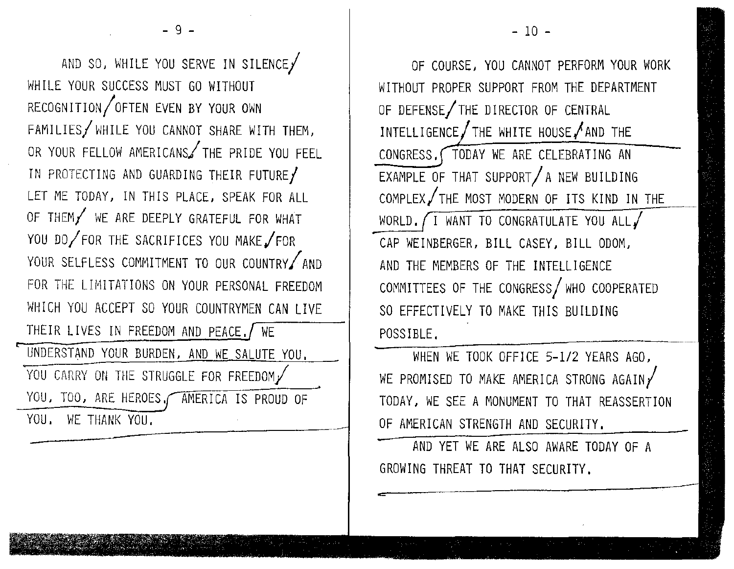AND SO, WHILE YOU SERVE IN SILENCE/ WHILE YOUR SUCCESS MUST GO WITHOUT RECOGNITION/ OFTEN EVEN BY YOUR OWN FAMILIES/ WHILE YOU CANNOT SHARE WITH THEM, OR YOUR FELLOW AMERICANS/ THE PRIDE YOU FEEL IN PROTECTING AND GUARDING THEIR FUTURE/ LET ME TODAY, IN THIS PLACE, SPEAK FOR ALL OF THEM/ WE ARE DEEPLY GRATEFUL FOR WHAT YOU DO/ FOR THE SACRIFICES YOU MAKE/ FOR YOUR SELFLESS COMMITMENT TO OUR COUNTRY/ AND FOR THE LIMITATIONS ON YOUR PERSONAL FREEDOM WHICH YOU ACCEPT SO YOUR COUNTRYMEN CAN LIVE THEIR LIVES IN FREEDOM AND PEACE. WE UNDERSTAND YOUR BURDEN, AND WE SALUTE YOU. YOU CARRY ON THE STRUGGLE FOR FREEDOM/ YOU, TOO, ARE HEROES. AMERICA IS PROUD OF YOU. WE THANK YOU.

OF COURSE, YOU CANNOT PERFORM YOUR WORK WITHOUT PROPER SUPPORT FROM THE DEPARTMENT OF DEFENSE/ THE DIRECTOR OF CENTRAL INTELLIGENCE/ THE WHITE HOUSE/ AND THE CONGRESS. TODAY WE ARE CELEBRATING AN EXAMPLE OF THAT SUPPORT/ A NEW BUILDING COMPLEX/ THE MOST MODERN OF ITS KIND IN THE WORLD. I WANT TO CONGRATULATE YOU ALL/ CAP WEINBERGER, BILL CASEY, BILL ODOM, AND THE MEMBERS OF THE INTELLIGENCE COMMITTEES OF THE CONGRESS/ WHO COOPERATED SO EFFECTIVELY TO MAKE THIS BUILDING POSSIBLE.

WHEN WE TOOK OFFICE 5-1/2 YEARS AGO, WE PROMISED TO MAKE AMERICA STRONG AGAIN/ TODAY, WE SEE A MONUMENT TO THAT REASSERTION OF AMERICAN STRENGTH AND SECURITY.

AND YET WE ARE ALSO AWARE TODAY OF A GROWING THREAT TO THAT SECURITY.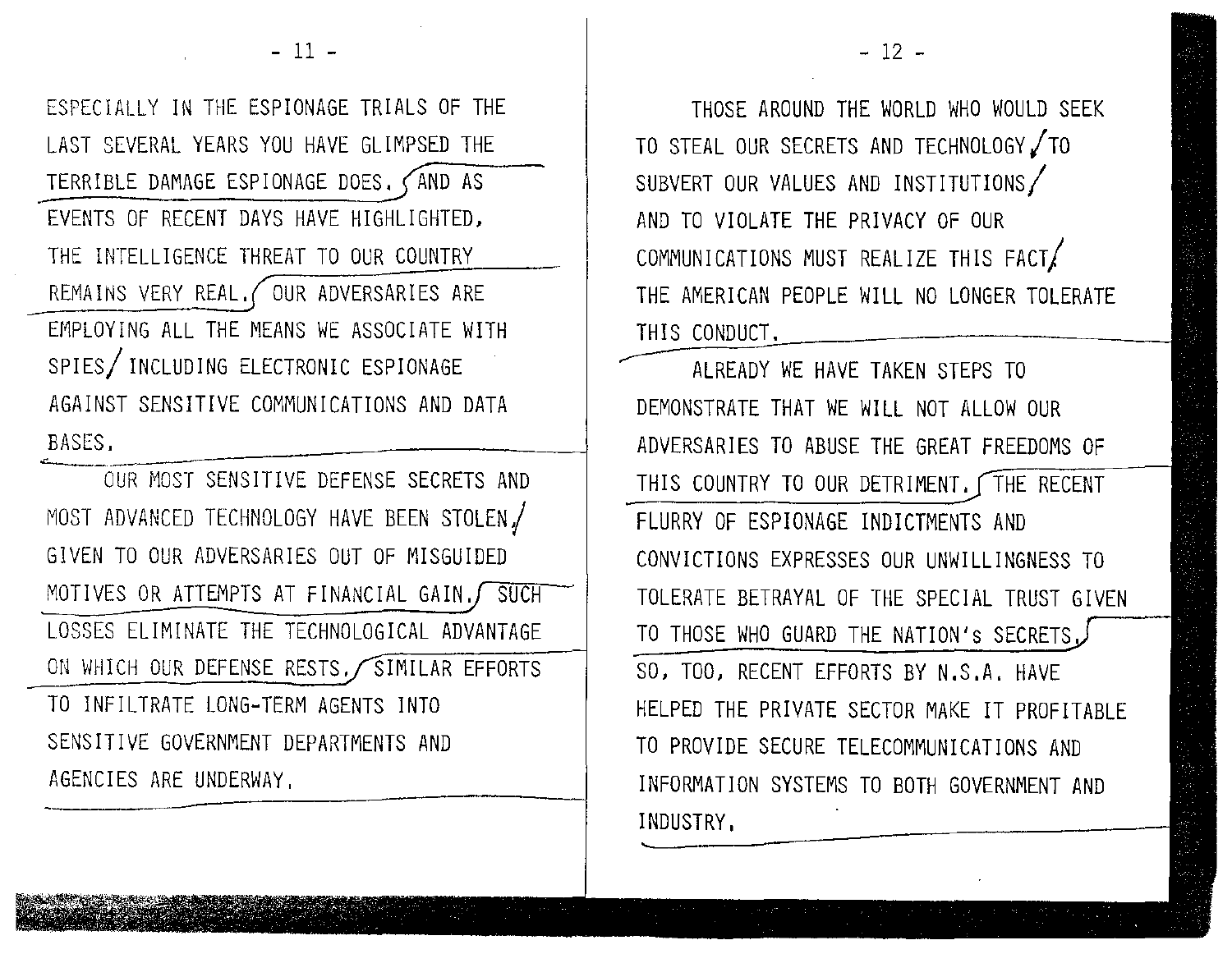ESPECIALLY IN THE ESPIONAGE TRIALS OF THE LAST SEVERAL YEARS YOU HAVE GLIMPSED THE TERRIBLE DAMAGE ESPIONAGE DOES. AND AS EVENTS OF RECENT DAYS HAVE HIGHLIGHTED, THE INTELLIGENCE THREAT TO OUR COUNTRY REMAINS VERY REAL. OUR ADVERSARIES ARE EMPLOYING ALL THE MEANS WE ASSOCIATE WITH SPIES/ INCLUDING ELECTRONIC ESPIONAGE AGAINST SENSITIVE COMMUNICATIONS AND DATA BASES.

OUR MOST SENSITIVE DEFENSE SECRETS AND MOST ADVANCED TECHNOLOGY HAVE BEEN STOLEN,/ GIVEN TO OUR ADVERSARIES OUT OF MISGUIDED MOTIVES OR ATTEMPTS AT FINANCIAL GAIN. SUCH LOSSES ELIMINATE THE TECHNOLOGICAL ADVANTAGE ON WHICH OUR DEFENSE RESTS. SIMILAR EFFORTS TO INFILTRATE LONG-TERM AGENTS INTO SENSITIVE GOVERNMENT DEPARTMENTS AND AGENCIES ARE UNDERWAY.

THOSE AROUND THE WORLD WHO WOULD SEEK TO STEAL OUR SECRETS AND TECHNOLOGY,/TO SUBVERT OUR VALUES AND INSTITUTIONS/ AND TO VIOLATE THE PRIVACY OF OUR COMMUNICATIONS MUST REALIZE THIS FACT/ THE AMERICAN PEOPLE WILL NO LONGER TOLERATE THIS CONDUCT.

ALREADY WE HAVE TAKEN STEPS TO DEMONSTRATE THAT WE WILL NOT ALLOW OUR ADVERSARIES TO ABUSE THE GREAT FREEDOMS OF THIS COUNTRY TO OUR DETRIMENT. THE RECENT FLURRY OF ESPIONAGE INDICTMENTS AND CONVICTIONS EXPRESSES OUR UNWILLINGNESS TO TOLERATE BETRAYAL OF THE SPECIAL TRUST GIVEN TO THOSE WHO GUARD THE NATION's SECRETS. SO, TOO, RECENT EFFORTS BY N.S.A. HAVE HELPED THE PRIVATE SECTOR MAKE IT PROFITABLE TO PROVIDE SECURE TELECOMMUNICATIONS AND INFORMATION SYSTEMS TO BOTH GOVERNMENT AND INDUSTRY.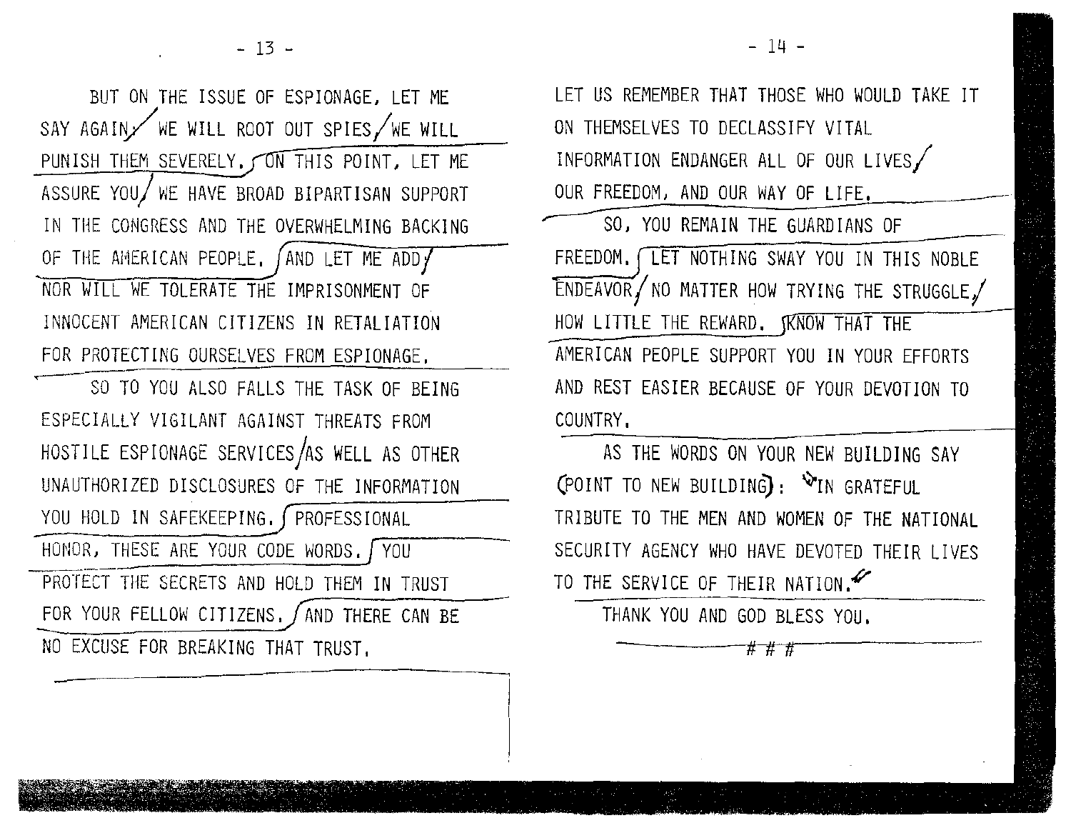BUT ON THE ISSUE OF ESPIONAGE, LET ME SAY AGAIN: WE WILL ROOT OUT SPIES, WE WILL PUNISH THEM SEVERELY. ON THIS POINT, LET ME ASSURE YOU, WE HAVE BROAD BIPARTISAN SUPPORT IN THE CONGRESS AND THE OVERWHELMING BACKING OF THE AMERICAN PEOPLE. AND LET ME ADD: NOR WILL WE TOLERATE THE IMPRISONMENT OF INNOCENT AMERICAN CITIZENS IN RETALIATION FOR PROTECTING OURSELVES FROM ESPIONAGE.

SO TO YOU ALSO FALLS THE TASK OF BEING ESPECIALLY VIGILANT AGAINST THREATS FROM HOSTILE ESPIONAGE SERVICES AS WELL AS OTHER UNAUTHORIZED DISCLOSURES OF THE INFORMATION YOU HOLD IN SAFEKEEPING. PROFESSIONAL HONOR, THESE ARE YOUR CODE WORDS. YOU PROTECT THE SECRETS AND HOLD THEM IN TRUST FOR YOUR FELLOW CITIZENS. AND THERE CAN BE NO EXCUSE FOR BREAKING THAT TRUST.

LET US REMEMBER THAT THOSE WHO WOULD TAKE IT ON THEMSELVES TO DECLASSIFY VITAL INFORMATION ENDANGER ALL OF OUR LIVES, OUR FREEDOM, AND OUR WAY OF LIFE.

SO, YOU REMAIN THE GUARDIANS OF FREEDOM. LET NOTHING SWAY YOU IN THIS NOBLE ENDEAVOR, NO MATTER HOW TRYING THE STRUGGLE, HOW LITTLE THE REWARD. KNOW THAT THE AMERICAN PEOPLE SUPPORT YOU IN YOUR EFFORTS AND REST EASIER BECAUSE OF YOUR DEVOTION TO COUNTRY.

AS THE WORDS ON YOUR NEW BUILDING SAY (POINT TO NEW BUILDING): "IN GRATEFUL TRIBUTE TO THE MEN AND WOMEN OF THE NATIONAL SECURITY AGENCY WHO HAVE DEVOTED THEIR LIVES TO THE SERVICE OF THEIR NATION."

THANK YOU AND GOD BLESS YOU.

# # #